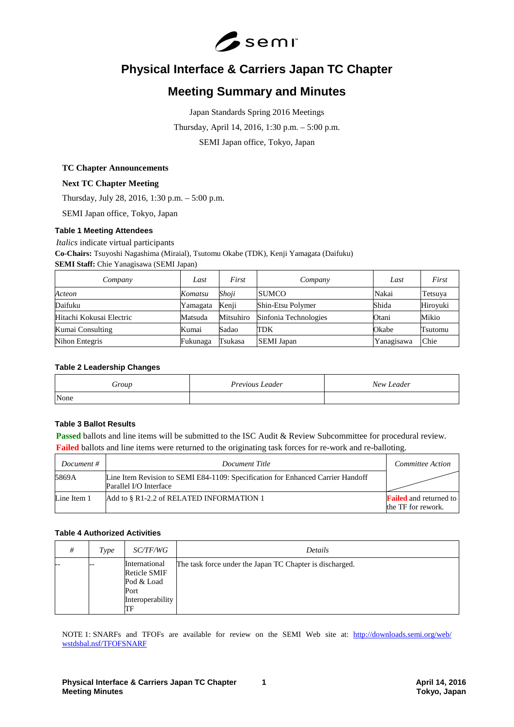# Physical Interface & Carriers Japan TC Chapter

## Meeting Summary and Minutes

Japan Standards Spring 2016 Meetings

Thursday, April 14, 2016, 1:30 p.m. – 5:00 p.m.

SEMI Japan office, Tokyo, Japan

**TC Chapter Announcements**

**Next TC Chapter Meeting**

Thursday, July 28, 2016, 1:30 p.m. – 5:00 p.m.

SEMI Japan office, Tokyo, Japan

### Table 1 Meeting Attendees

*Italics* indicate virtual participants

**Co-Chairs:** Tsuyoshi Nagashima (Miraial), Tsutomu Okabe (TDK), Kenji Yamagata (Daifuku)

**SEMI Staff:** Chie Yanagisawa (SEMI Japan)

| *Company* | *Last* | *First* | *Company* | *Last* | *First* |
|---|---|---|---|---|---|
| *Acteon* | *Komatsu* | *Shoji* | SUMCO | Nakai | Tetsuya |
| Daifuku | Yamagata | Kenji | Shin-Etsu Polymer | Shida | Hiroyuki |
| Hitachi Kokusai Electric | Matsuda | Mitsuhiro | Sinfonia Technologies | Otani | Mikio |
| Kumai Consulting | Kumai | Sadao | TDK | Okabe | Tsutomu |
| Nihon Entegris | Fukunaga | Tsukasa | SEMI Japan | Yanagisawa | Chie |

### Table 2 Leadership Changes

| *Group* | *Previous Leader* | *New Leader* |
|---|---|---|
| None | | |

### Table 3 Ballot Results

**Passed** ballots and line items will be submitted to the ISC Audit & Review Subcommittee for procedural review.
**Failed** ballots and line items were returned to the originating task forces for re-work and re-balloting.

| *Document #* | *Document Title* | *Committee Action* |
|---|---|---|
| 5869A | Line Item Revision to SEMI E84-1109: Specification for Enhanced Carrier Handoff Parallel I/O Interface | |
| Line Item 1 | Add to § R1-2.2 of RELATED INFORMATION 1 | **Failed** and returned to the TF for rework. |

### Table 4 Authorized Activities

| *#* | *Type* | *SC/TF/WG* | *Details* |
|---|---|---|---|
| -- | -- | International Reticle SMIF Pod & Load Port Interoperability TF | The task force under the Japan TC Chapter is discharged. |

NOTE 1: SNARFs and TFOFs are available for review on the SEMI Web site at: http://downloads.semi.org/web/wstdsbal.nsf/TFOFSNARF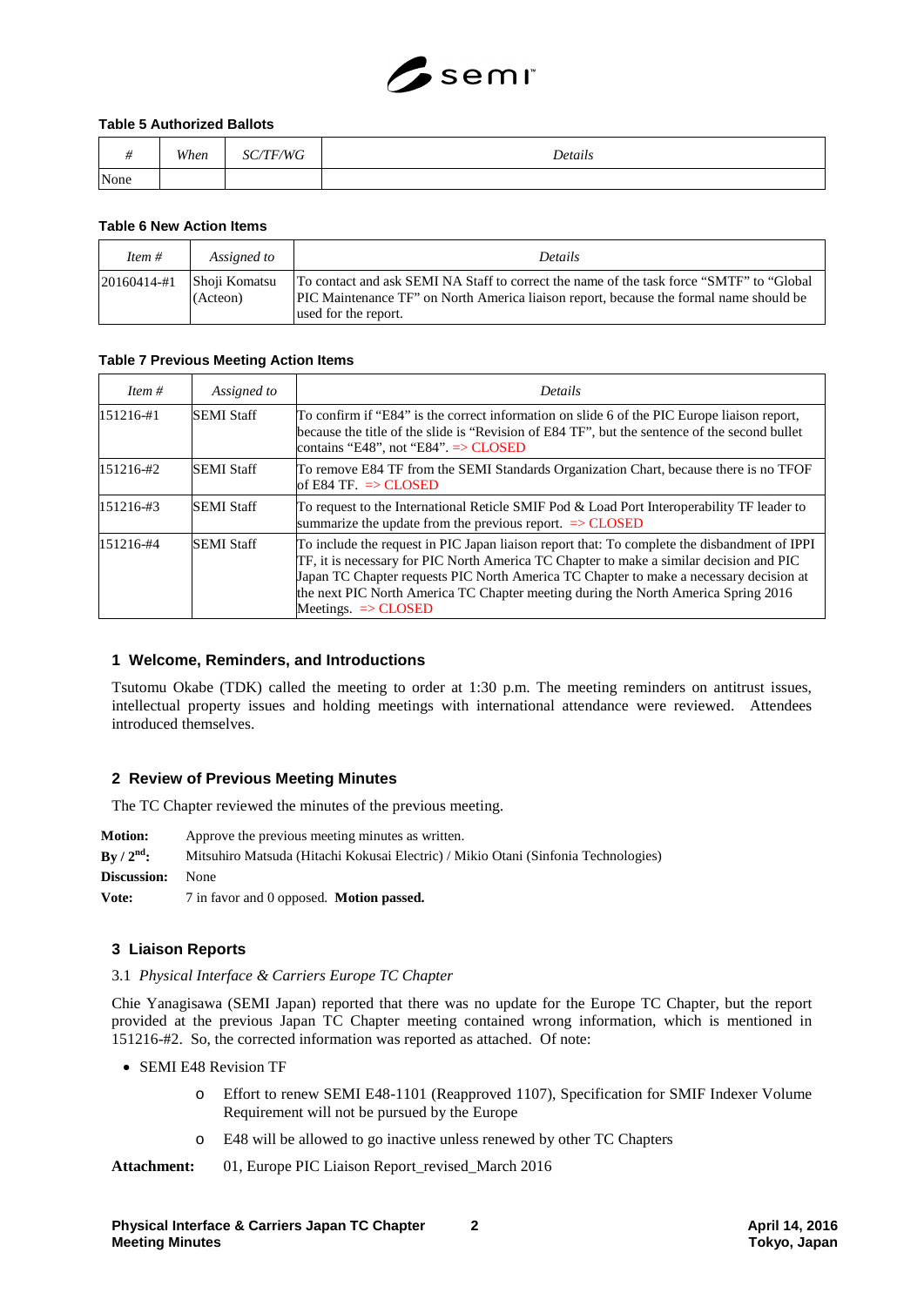**Table 5 Authorized Ballots**

| # | When | SC/TF/WG | Details |
|---|---|---|---|
| None | | | |

**Table 6 New Action Items**

| Item # | Assigned to | Details |
|---|---|---|
| 20160414-#1 | Shoji Komatsu (Acteon) | To contact and ask SEMI NA Staff to correct the name of the task force "SMTF" to "Global PIC Maintenance TF" on North America liaison report, because the formal name should be used for the report. |

**Table 7 Previous Meeting Action Items**

| Item # | Assigned to | Details |
|---|---|---|
| 151216-#1 | SEMI Staff | To confirm if "E84" is the correct information on slide 6 of the PIC Europe liaison report, because the title of the slide is "Revision of E84 TF", but the sentence of the second bullet contains "E48", not "E84". => CLOSED |
| 151216-#2 | SEMI Staff | To remove E84 TF from the SEMI Standards Organization Chart, because there is no TFOF of E84 TF. => CLOSED |
| 151216-#3 | SEMI Staff | To request to the International Reticle SMIF Pod & Load Port Interoperability TF leader to summarize the update from the previous report. => CLOSED |
| 151216-#4 | SEMI Staff | To include the request in PIC Japan liaison report that: To complete the disbandment of IPPI TF, it is necessary for PIC North America TC Chapter to make a similar decision and PIC Japan TC Chapter requests PIC North America TC Chapter to make a necessary decision at the next PIC North America TC Chapter meeting during the North America Spring 2016 Meetings. => CLOSED |

## 1 Welcome, Reminders, and Introductions

Tsutomu Okabe (TDK) called the meeting to order at 1:30 p.m. The meeting reminders on antitrust issues, intellectual property issues and holding meetings with international attendance were reviewed. Attendees introduced themselves.

## 2 Review of Previous Meeting Minutes

The TC Chapter reviewed the minutes of the previous meeting.

**Motion:** Approve the previous meeting minutes as written.
**By / 2nd:** Mitsuhiro Matsuda (Hitachi Kokusai Electric) / Mikio Otani (Sinfonia Technologies)
**Discussion:** None
**Vote:** 7 in favor and 0 opposed. **Motion passed.**

## 3 Liaison Reports

### 3.1 *Physical Interface & Carriers Europe TC Chapter*

Chie Yanagisawa (SEMI Japan) reported that there was no update for the Europe TC Chapter, but the report provided at the previous Japan TC Chapter meeting contained wrong information, which is mentioned in 151216-#2. So, the corrected information was reported as attached. Of note:

- SEMI E48 Revision TF
  - Effort to renew SEMI E48-1101 (Reapproved 1107), Specification for SMIF Indexer Volume Requirement will not be pursued by the Europe
  - E48 will be allowed to go inactive unless renewed by other TC Chapters

**Attachment:** 01, Europe PIC Liaison Report_revised_March 2016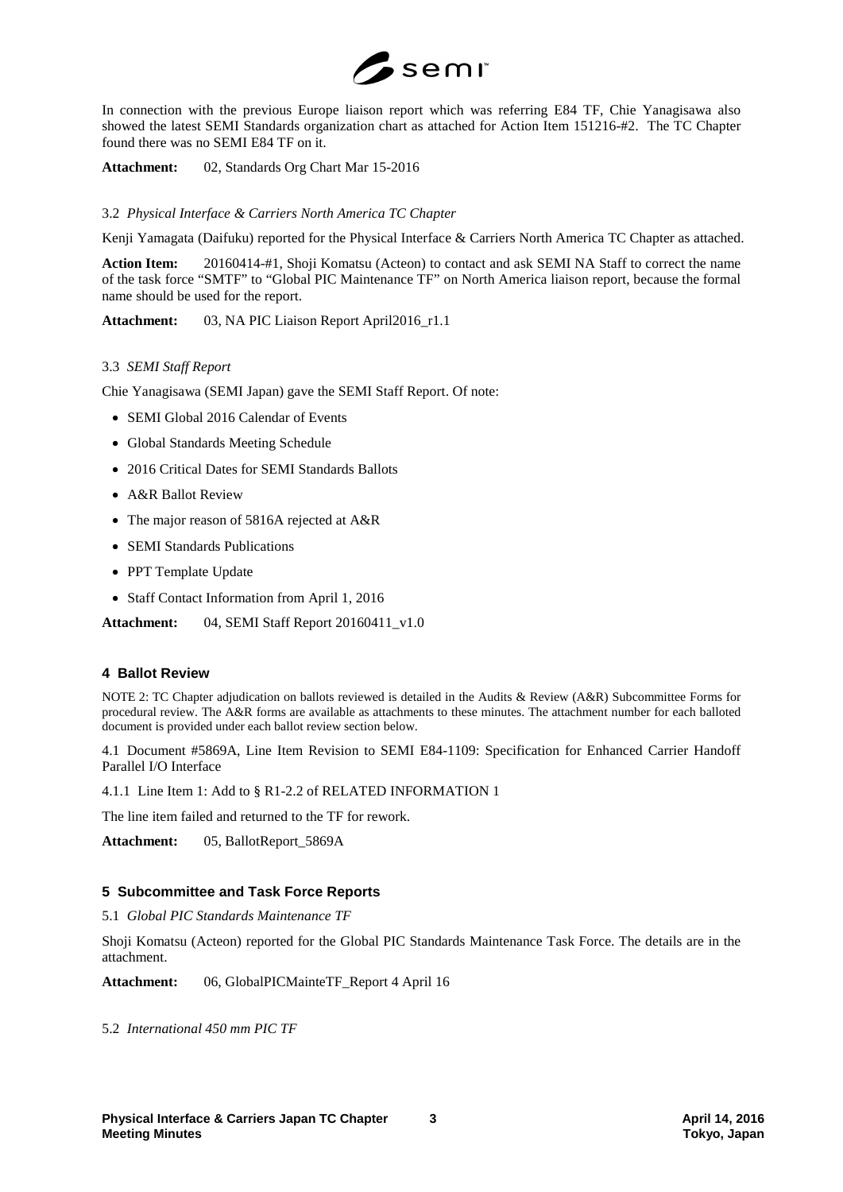In connection with the previous Europe liaison report which was referring E84 TF, Chie Yanagisawa also showed the latest SEMI Standards organization chart as attached for Action Item 151216-#2. The TC Chapter found there was no SEMI E84 TF on it.

**Attachment:** 02, Standards Org Chart Mar 15-2016

3.2 *Physical Interface & Carriers North America TC Chapter*

Kenji Yamagata (Daifuku) reported for the Physical Interface & Carriers North America TC Chapter as attached.

**Action Item:** 20160414-#1, Shoji Komatsu (Acteon) to contact and ask SEMI NA Staff to correct the name of the task force "SMTF" to "Global PIC Maintenance TF" on North America liaison report, because the formal name should be used for the report.

**Attachment:** 03, NA PIC Liaison Report April2016_r1.1

3.3 *SEMI Staff Report*

Chie Yanagisawa (SEMI Japan) gave the SEMI Staff Report. Of note:

- SEMI Global 2016 Calendar of Events
- Global Standards Meeting Schedule
- 2016 Critical Dates for SEMI Standards Ballots
- A&R Ballot Review
- The major reason of 5816A rejected at A&R
- SEMI Standards Publications
- PPT Template Update
- Staff Contact Information from April 1, 2016

**Attachment:** 04, SEMI Staff Report 20160411_v1.0

## 4 Ballot Review

NOTE 2: TC Chapter adjudication on ballots reviewed is detailed in the Audits & Review (A&R) Subcommittee Forms for procedural review. The A&R forms are available as attachments to these minutes. The attachment number for each balloted document is provided under each ballot review section below.

4.1 Document #5869A, Line Item Revision to SEMI E84-1109: Specification for Enhanced Carrier Handoff Parallel I/O Interface

4.1.1 Line Item 1: Add to § R1-2.2 of RELATED INFORMATION 1

The line item failed and returned to the TF for rework.

**Attachment:** 05, BallotReport_5869A

## 5 Subcommittee and Task Force Reports

5.1 *Global PIC Standards Maintenance TF*

Shoji Komatsu (Acteon) reported for the Global PIC Standards Maintenance Task Force. The details are in the attachment.

**Attachment:** 06, GlobalPICMainteTF_Report 4 April 16

5.2 *International 450 mm PIC TF*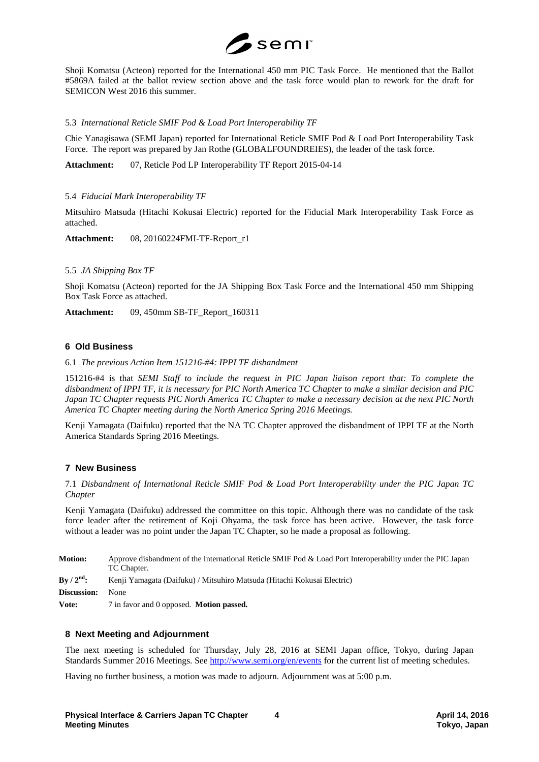Shoji Komatsu (Acteon) reported for the International 450 mm PIC Task Force. He mentioned that the Ballot #5869A failed at the ballot review section above and the task force would plan to rework for the draft for SEMICON West 2016 this summer.

5.3 *International Reticle SMIF Pod & Load Port Interoperability TF*

Chie Yanagisawa (SEMI Japan) reported for International Reticle SMIF Pod & Load Port Interoperability Task Force. The report was prepared by Jan Rothe (GLOBALFOUNDREIES), the leader of the task force.

**Attachment:** 07, Reticle Pod LP Interoperability TF Report 2015-04-14

5.4 *Fiducial Mark Interoperability TF*

Mitsuhiro Matsuda (Hitachi Kokusai Electric) reported for the Fiducial Mark Interoperability Task Force as attached.

**Attachment:** 08, 20160224FMI-TF-Report_r1

5.5 *JA Shipping Box TF*

Shoji Komatsu (Acteon) reported for the JA Shipping Box Task Force and the International 450 mm Shipping Box Task Force as attached.

**Attachment:** 09, 450mm SB-TF_Report_160311

## 6 Old Business

6.1 *The previous Action Item 151216-#4: IPPI TF disbandment*

151216-#4 is that *SEMI Staff to include the request in PIC Japan liaison report that: To complete the disbandment of IPPI TF, it is necessary for PIC North America TC Chapter to make a similar decision and PIC Japan TC Chapter requests PIC North America TC Chapter to make a necessary decision at the next PIC North America TC Chapter meeting during the North America Spring 2016 Meetings.*

Kenji Yamagata (Daifuku) reported that the NA TC Chapter approved the disbandment of IPPI TF at the North America Standards Spring 2016 Meetings.

## 7 New Business

7.1 *Disbandment of International Reticle SMIF Pod & Load Port Interoperability under the PIC Japan TC Chapter*

Kenji Yamagata (Daifuku) addressed the committee on this topic. Although there was no candidate of the task force leader after the retirement of Koji Ohyama, the task force has been active. However, the task force without a leader was no point under the Japan TC Chapter, so he made a proposal as following.

| | |
|---|---|
| **Motion:** | Approve disbandment of the International Reticle SMIF Pod & Load Port Interoperability under the PIC Japan TC Chapter. |
| **By / 2nd:** | Kenji Yamagata (Daifuku) / Mitsuhiro Matsuda (Hitachi Kokusai Electric) |
| **Discussion:** | None |
| **Vote:** | 7 in favor and 0 opposed. **Motion passed.** |

## 8 Next Meeting and Adjournment

The next meeting is scheduled for Thursday, July 28, 2016 at SEMI Japan office, Tokyo, during Japan Standards Summer 2016 Meetings. See http://www.semi.org/en/events for the current list of meeting schedules.

Having no further business, a motion was made to adjourn. Adjournment was at 5:00 p.m.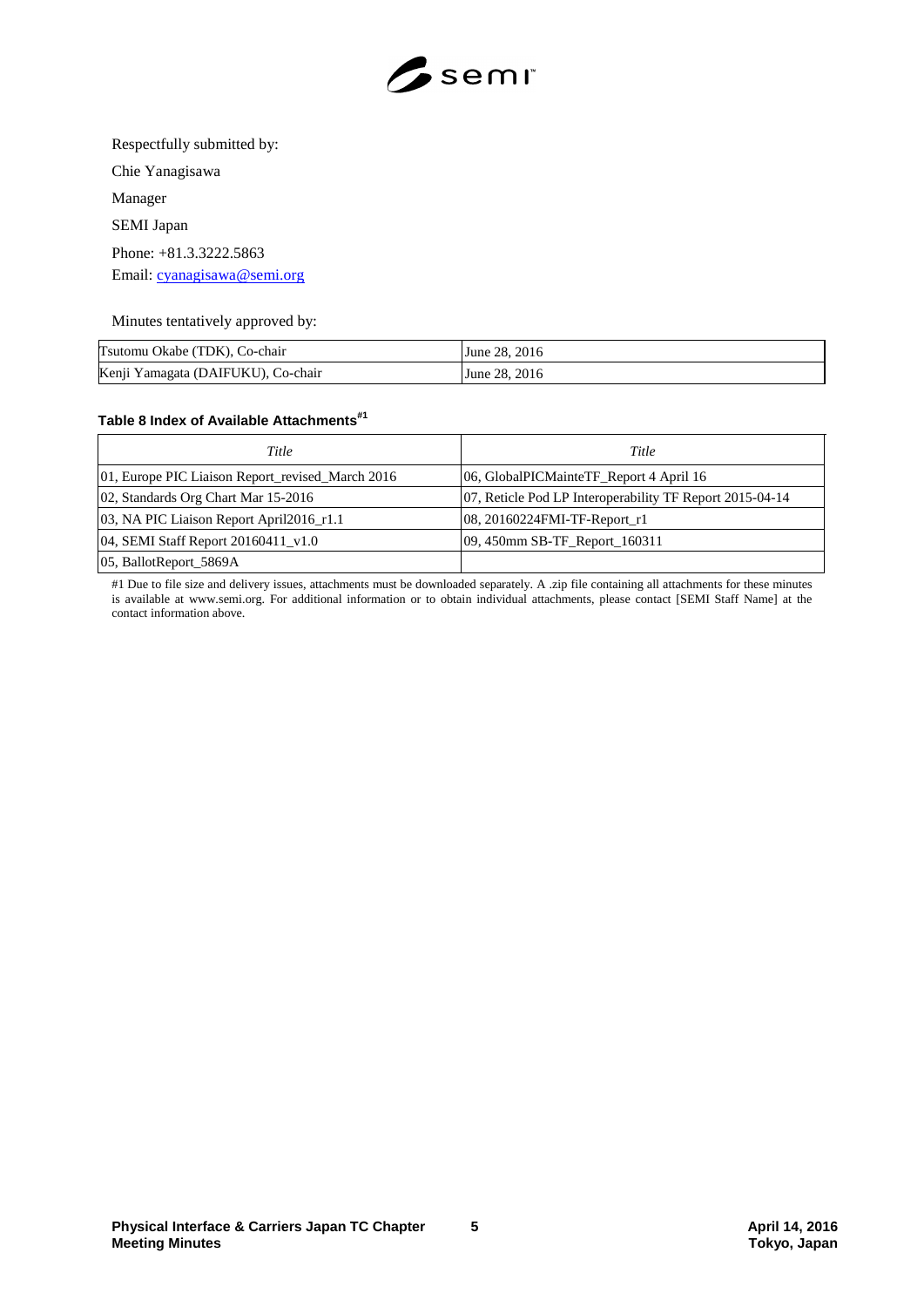Respectfully submitted by:

Chie Yanagisawa

Manager

SEMI Japan

Phone: +81.3.3222.5863

Email: cyanagisawa@semi.org

Minutes tentatively approved by:

| | |
|---|---|
| Tsutomu Okabe (TDK), Co-chair | June 28, 2016 |
| Kenji Yamagata (DAIFUKU), Co-chair | June 28, 2016 |

**Table 8 Index of Available Attachments[#1]**

| *Title* | *Title* |
|---|---|
| 01, Europe PIC Liaison Report_revised_March 2016 | 06, GlobalPICMainteTF_Report 4 April 16 |
| 02, Standards Org Chart Mar 15-2016 | 07, Reticle Pod LP Interoperability TF Report 2015-04-14 |
| 03, NA PIC Liaison Report April2016_r1.1 | 08, 20160224FMI-TF-Report_r1 |
| 04, SEMI Staff Report 20160411_v1.0 | 09, 450mm SB-TF_Report_160311 |
| 05, BallotReport_5869A | |

#1 Due to file size and delivery issues, attachments must be downloaded separately. A .zip file containing all attachments for these minutes is available at www.semi.org. For additional information or to obtain individual attachments, please contact [SEMI Staff Name] at the contact information above.